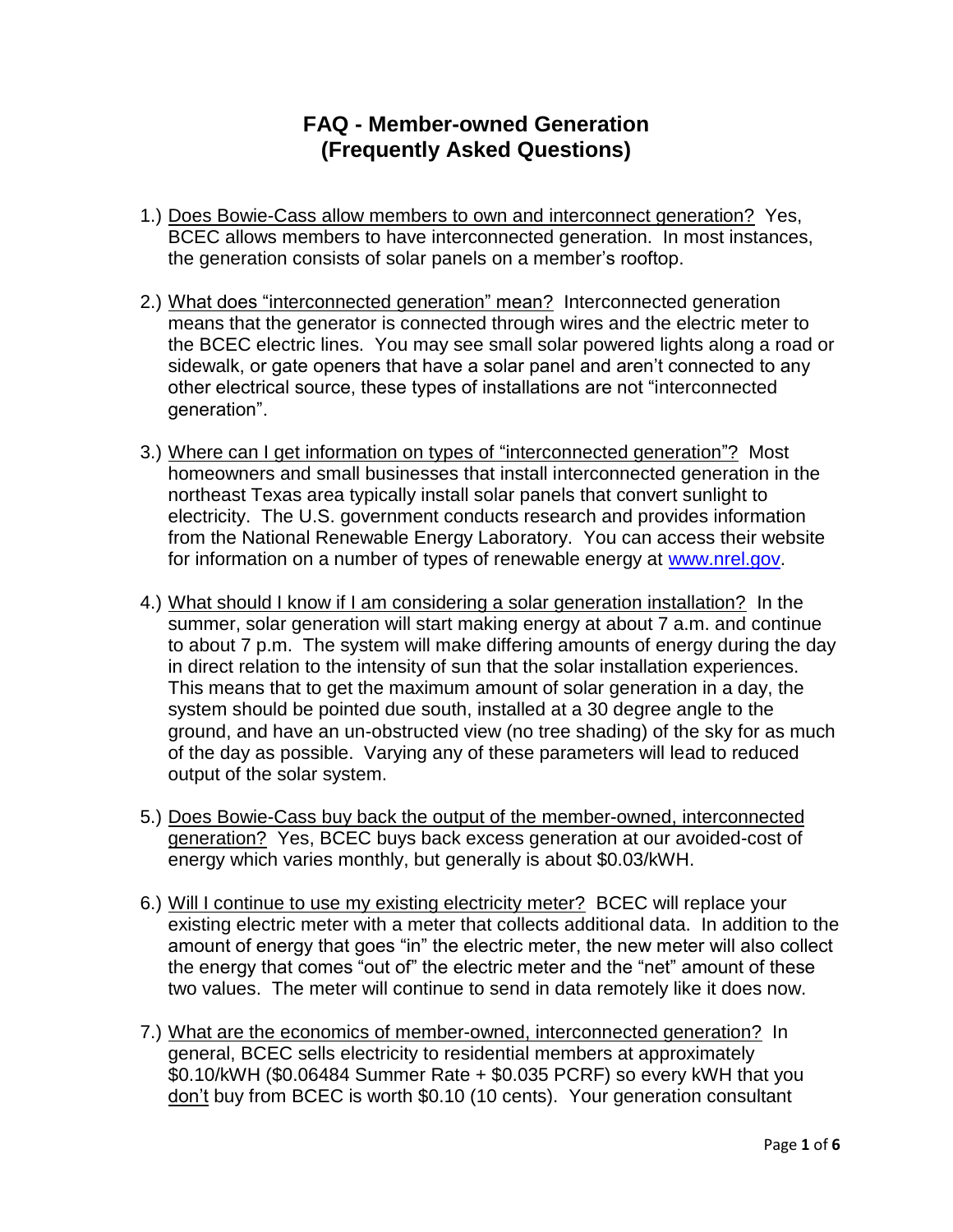# FAQ - Member-owned Generation
# (Frequently Asked Questions)

1.) <u>Does Bowie-Cass allow members to own and interconnect generation?</u> Yes, BCEC allows members to have interconnected generation. In most instances, the generation consists of solar panels on a member's rooftop.

2.) <u>What does "interconnected generation" mean?</u> Interconnected generation means that the generator is connected through wires and the electric meter to the BCEC electric lines. You may see small solar powered lights along a road or sidewalk, or gate openers that have a solar panel and aren't connected to any other electrical source, these types of installations are not "interconnected generation".

3.) <u>Where can I get information on types of "interconnected generation"?</u> Most homeowners and small businesses that install interconnected generation in the northeast Texas area typically install solar panels that convert sunlight to electricity. The U.S. government conducts research and provides information from the National Renewable Energy Laboratory. You can access their website for information on a number of types of renewable energy at [www.nrel.gov](http://www.nrel.gov).

4.) <u>What should I know if I am considering a solar generation installation?</u> In the summer, solar generation will start making energy at about 7 a.m. and continue to about 7 p.m. The system will make differing amounts of energy during the day in direct relation to the intensity of sun that the solar installation experiences. This means that to get the maximum amount of solar generation in a day, the system should be pointed due south, installed at a 30 degree angle to the ground, and have an un-obstructed view (no tree shading) of the sky for as much of the day as possible. Varying any of these parameters will lead to reduced output of the solar system.

5.) <u>Does Bowie-Cass buy back the output of the member-owned, interconnected generation?</u> Yes, BCEC buys back excess generation at our avoided-cost of energy which varies monthly, but generally is about $0.03/kWH.

6.) <u>Will I continue to use my existing electricity meter?</u> BCEC will replace your existing electric meter with a meter that collects additional data. In addition to the amount of energy that goes "in" the electric meter, the new meter will also collect the energy that comes "out of" the electric meter and the "net" amount of these two values. The meter will continue to send in data remotely like it does now.

7.) <u>What are the economics of member-owned, interconnected generation?</u> In general, BCEC sells electricity to residential members at approximately $0.10/kWH ($0.06484 Summer Rate + $0.035 PCRF) so every kWH that you <u>don't</u> buy from BCEC is worth $0.10 (10 cents). Your generation consultant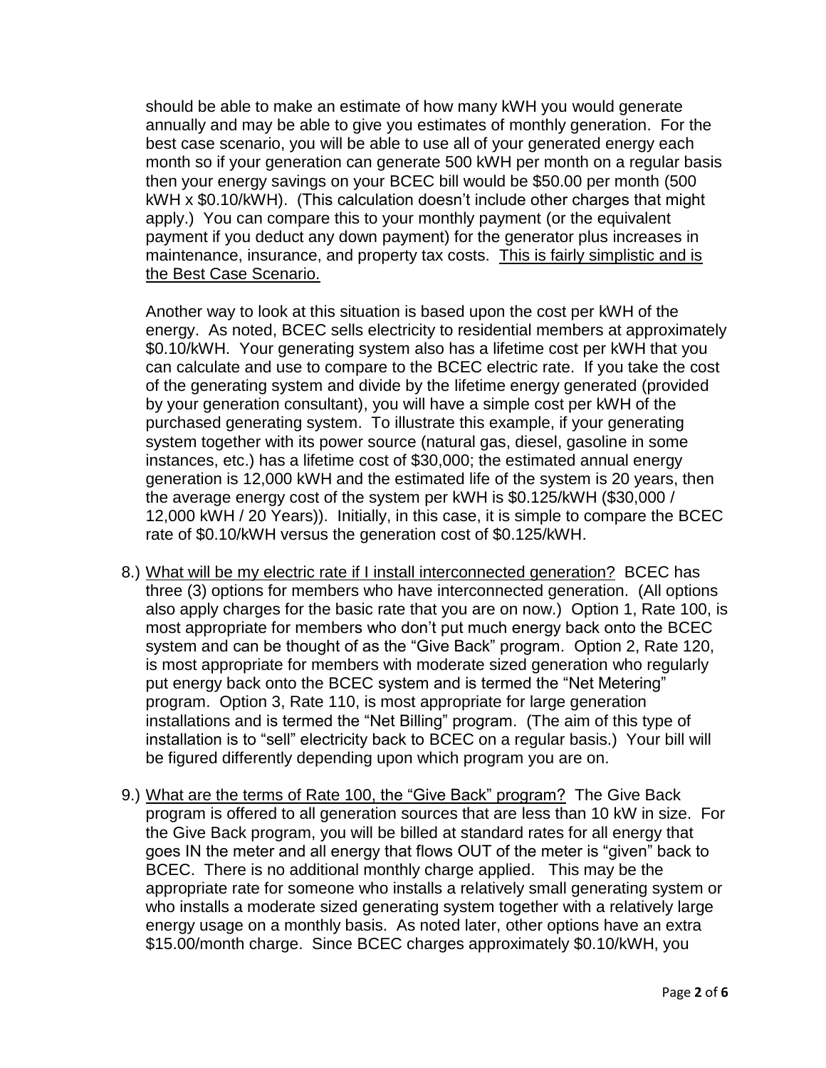should be able to make an estimate of how many kWH you would generate annually and may be able to give you estimates of monthly generation. For the best case scenario, you will be able to use all of your generated energy each month so if your generation can generate 500 kWH per month on a regular basis then your energy savings on your BCEC bill would be $50.00 per month (500 kWH x $0.10/kWH). (This calculation doesn't include other charges that might apply.) You can compare this to your monthly payment (or the equivalent payment if you deduct any down payment) for the generator plus increases in maintenance, insurance, and property tax costs. <u>This is fairly simplistic and is the Best Case Scenario.</u>

Another way to look at this situation is based upon the cost per kWH of the energy. As noted, BCEC sells electricity to residential members at approximately $0.10/kWH. Your generating system also has a lifetime cost per kWH that you can calculate and use to compare to the BCEC electric rate. If you take the cost of the generating system and divide by the lifetime energy generated (provided by your generation consultant), you will have a simple cost per kWH of the purchased generating system. To illustrate this example, if your generating system together with its power source (natural gas, diesel, gasoline in some instances, etc.) has a lifetime cost of $30,000; the estimated annual energy generation is 12,000 kWH and the estimated life of the system is 20 years, then the average energy cost of the system per kWH is $0.125/kWH ($30,000 / 12,000 kWH / 20 Years)). Initially, in this case, it is simple to compare the BCEC rate of $0.10/kWH versus the generation cost of $0.125/kWH.

8.) <u>What will be my electric rate if I install interconnected generation?</u> BCEC has three (3) options for members who have interconnected generation. (All options also apply charges for the basic rate that you are on now.) Option 1, Rate 100, is most appropriate for members who don't put much energy back onto the BCEC system and can be thought of as the "Give Back" program. Option 2, Rate 120, is most appropriate for members with moderate sized generation who regularly put energy back onto the BCEC system and is termed the "Net Metering" program. Option 3, Rate 110, is most appropriate for large generation installations and is termed the "Net Billing" program. (The aim of this type of installation is to "sell" electricity back to BCEC on a regular basis.) Your bill will be figured differently depending upon which program you are on.

9.) <u>What are the terms of Rate 100, the "Give Back" program?</u> The Give Back program is offered to all generation sources that are less than 10 kW in size. For the Give Back program, you will be billed at standard rates for all energy that goes IN the meter and all energy that flows OUT of the meter is "given" back to BCEC. There is no additional monthly charge applied. This may be the appropriate rate for someone who installs a relatively small generating system or who installs a moderate sized generating system together with a relatively large energy usage on a monthly basis. As noted later, other options have an extra $15.00/month charge. Since BCEC charges approximately $0.10/kWH, you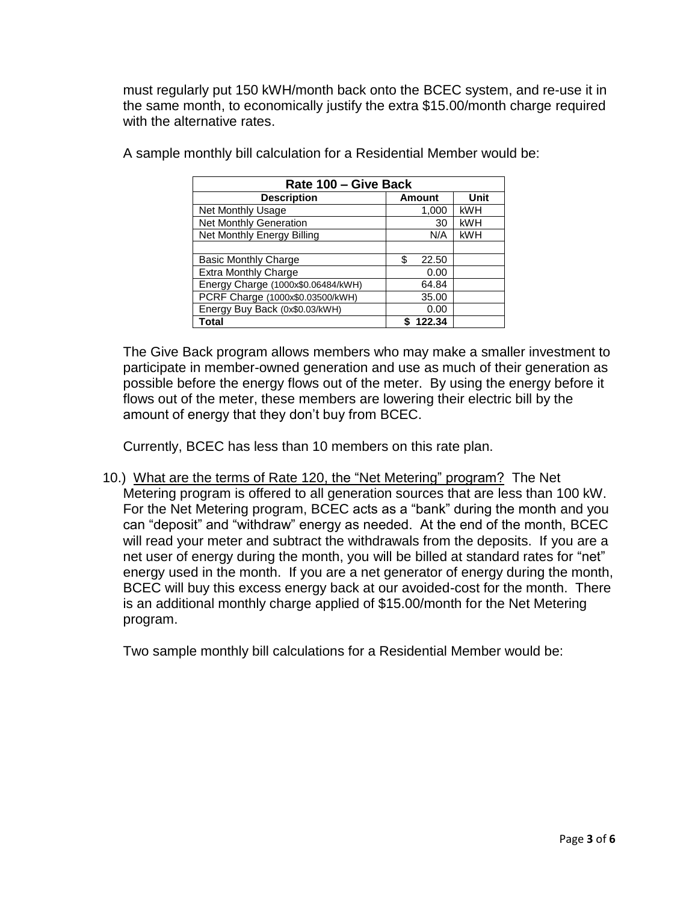must regularly put 150 kWH/month back onto the BCEC system, and re-use it in the same month, to economically justify the extra $15.00/month charge required with the alternative rates.

A sample monthly bill calculation for a Residential Member would be:

| Rate 100 – Give Back | | |
|---|---|---|
| **Description** | **Amount** | **Unit** |
| Net Monthly Usage | 1,000 | kWH |
| Net Monthly Generation | 30 | kWH |
| Net Monthly Energy Billing | N/A | kWH |
| | | |
| Basic Monthly Charge | $ 22.50 | |
| Extra Monthly Charge | 0.00 | |
| Energy Charge (1000x$0.06484/kWH) | 64.84 | |
| PCRF Charge (1000x$0.03500/kWH) | 35.00 | |
| Energy Buy Back (0x$0.03/kWH) | 0.00 | |
| **Total** | **$ 122.34** | |

The Give Back program allows members who may make a smaller investment to participate in member-owned generation and use as much of their generation as possible before the energy flows out of the meter. By using the energy before it flows out of the meter, these members are lowering their electric bill by the amount of energy that they don't buy from BCEC.

Currently, BCEC has less than 10 members on this rate plan.

10.) <u>What are the terms of Rate 120, the "Net Metering" program?</u> The Net Metering program is offered to all generation sources that are less than 100 kW. For the Net Metering program, BCEC acts as a "bank" during the month and you can "deposit" and "withdraw" energy as needed. At the end of the month, BCEC will read your meter and subtract the withdrawals from the deposits. If you are a net user of energy during the month, you will be billed at standard rates for "net" energy used in the month. If you are a net generator of energy during the month, BCEC will buy this excess energy back at our avoided-cost for the month. There is an additional monthly charge applied of $15.00/month for the Net Metering program.

Two sample monthly bill calculations for a Residential Member would be: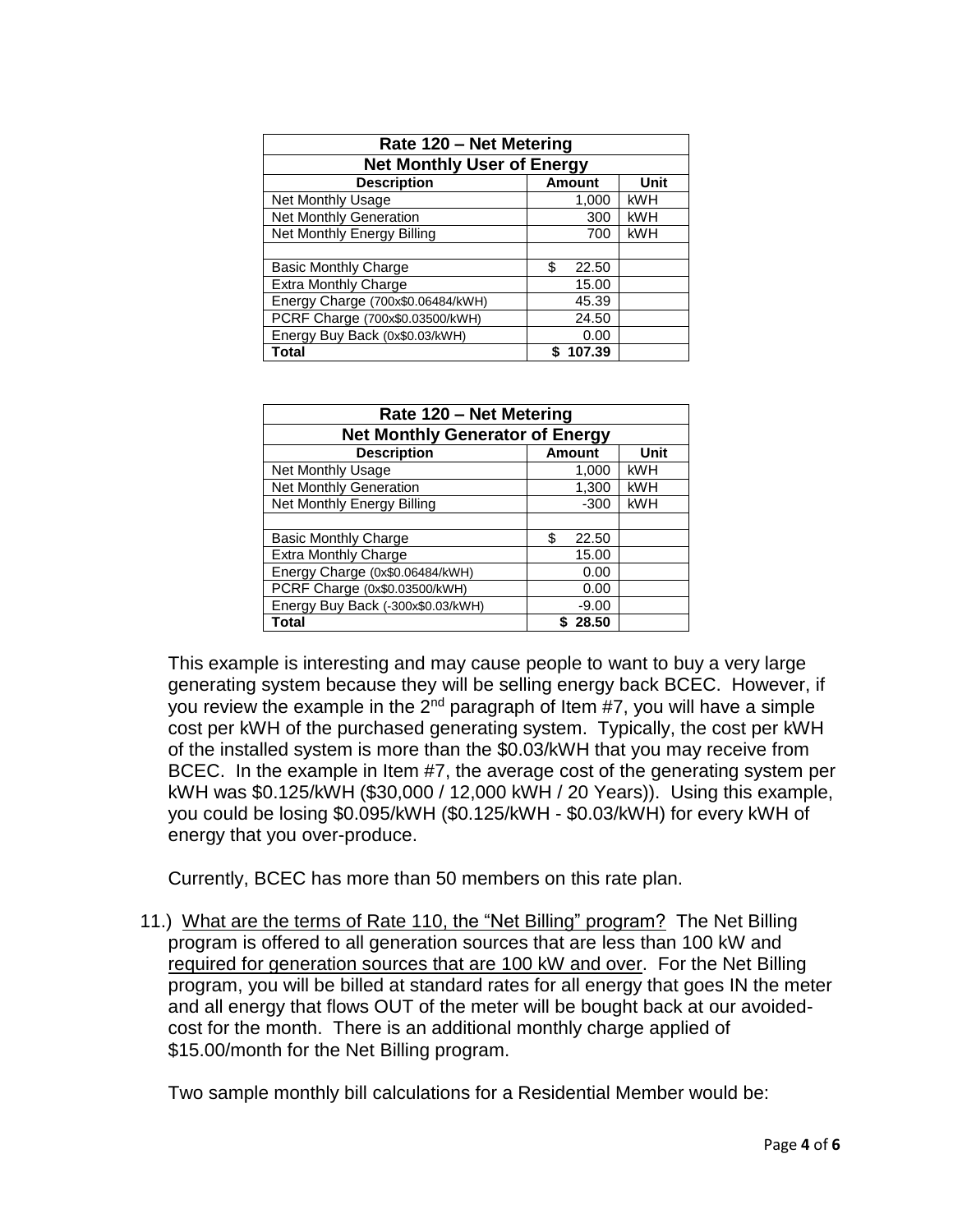| Rate 120 – Net Metering | | |
|---|---|---|
| **Net Monthly User of Energy** | | |
| **Description** | **Amount** | **Unit** |
| Net Monthly Usage | 1,000 | kWH |
| Net Monthly Generation | 300 | kWH |
| Net Monthly Energy Billing | 700 | kWH |
| | | |
| Basic Monthly Charge | $ 22.50 | |
| Extra Monthly Charge | 15.00 | |
| Energy Charge (700x$0.06484/kWH) | 45.39 | |
| PCRF Charge (700x$0.03500/kWH) | 24.50 | |
| Energy Buy Back (0x$0.03/kWH) | 0.00 | |
| **Total** | **$ 107.39** | |

| Rate 120 – Net Metering | | |
|---|---|---|
| **Net Monthly Generator of Energy** | | |
| **Description** | **Amount** | **Unit** |
| Net Monthly Usage | 1,000 | kWH |
| Net Monthly Generation | 1,300 | kWH |
| Net Monthly Energy Billing | -300 | kWH |
| | | |
| Basic Monthly Charge | $ 22.50 | |
| Extra Monthly Charge | 15.00 | |
| Energy Charge (0x$0.06484/kWH) | 0.00 | |
| PCRF Charge (0x$0.03500/kWH) | 0.00 | |
| Energy Buy Back (-300x$0.03/kWH) | -9.00 | |
| **Total** | **$ 28.50** | |

This example is interesting and may cause people to want to buy a very large generating system because they will be selling energy back BCEC. However, if you review the example in the 2nd paragraph of Item #7, you will have a simple cost per kWH of the purchased generating system. Typically, the cost per kWH of the installed system is more than the $0.03/kWH that you may receive from BCEC. In the example in Item #7, the average cost of the generating system per kWH was $0.125/kWH ($30,000 / 12,000 kWH / 20 Years)). Using this example, you could be losing $0.095/kWH ($0.125/kWH - $0.03/kWH) for every kWH of energy that you over-produce.

Currently, BCEC has more than 50 members on this rate plan.

11.) <u>What are the terms of Rate 110, the "Net Billing" program?</u> The Net Billing program is offered to all generation sources that are less than 100 kW and <u>required for generation sources that are 100 kW and over</u>. For the Net Billing program, you will be billed at standard rates for all energy that goes IN the meter and all energy that flows OUT of the meter will be bought back at our avoided-cost for the month. There is an additional monthly charge applied of $15.00/month for the Net Billing program.

Two sample monthly bill calculations for a Residential Member would be: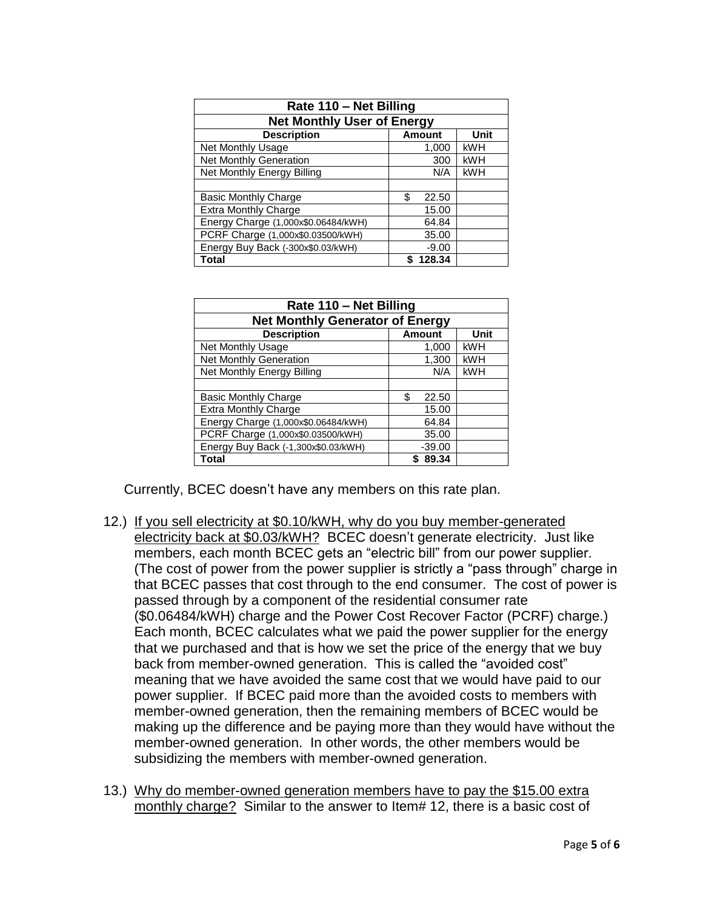| Rate 110 – Net Billing | | |
|---|---|---|
| **Net Monthly User of Energy** | | |
| **Description** | **Amount** | **Unit** |
| Net Monthly Usage | 1,000 | kWH |
| Net Monthly Generation | 300 | kWH |
| Net Monthly Energy Billing | N/A | kWH |
| | | |
| Basic Monthly Charge | $ 22.50 | |
| Extra Monthly Charge | 15.00 | |
| Energy Charge (1,000x$0.06484/kWH) | 64.84 | |
| PCRF Charge (1,000x$0.03500/kWH) | 35.00 | |
| Energy Buy Back (-300x$0.03/kWH) | -9.00 | |
| **Total** | **$ 128.34** | |

| Rate 110 – Net Billing | | |
|---|---|---|
| **Net Monthly Generator of Energy** | | |
| **Description** | **Amount** | **Unit** |
| Net Monthly Usage | 1,000 | kWH |
| Net Monthly Generation | 1,300 | kWH |
| Net Monthly Energy Billing | N/A | kWH |
| | | |
| Basic Monthly Charge | $ 22.50 | |
| Extra Monthly Charge | 15.00 | |
| Energy Charge (1,000x$0.06484/kWH) | 64.84 | |
| PCRF Charge (1,000x$0.03500/kWH) | 35.00 | |
| Energy Buy Back (-1,300x$0.03/kWH) | -39.00 | |
| **Total** | **$ 89.34** | |

Currently, BCEC doesn't have any members on this rate plan.

12.) If you sell electricity at $0.10/kWH, why do you buy member-generated electricity back at $0.03/kWH? BCEC doesn't generate electricity. Just like members, each month BCEC gets an "electric bill" from our power supplier. (The cost of power from the power supplier is strictly a "pass through" charge in that BCEC passes that cost through to the end consumer. The cost of power is passed through by a component of the residential consumer rate ($0.06484/kWH) charge and the Power Cost Recover Factor (PCRF) charge.) Each month, BCEC calculates what we paid the power supplier for the energy that we purchased and that is how we set the price of the energy that we buy back from member-owned generation. This is called the "avoided cost" meaning that we have avoided the same cost that we would have paid to our power supplier. If BCEC paid more than the avoided costs to members with member-owned generation, then the remaining members of BCEC would be making up the difference and be paying more than they would have without the member-owned generation. In other words, the other members would be subsidizing the members with member-owned generation.

13.) Why do member-owned generation members have to pay the $15.00 extra monthly charge? Similar to the answer to Item# 12, there is a basic cost of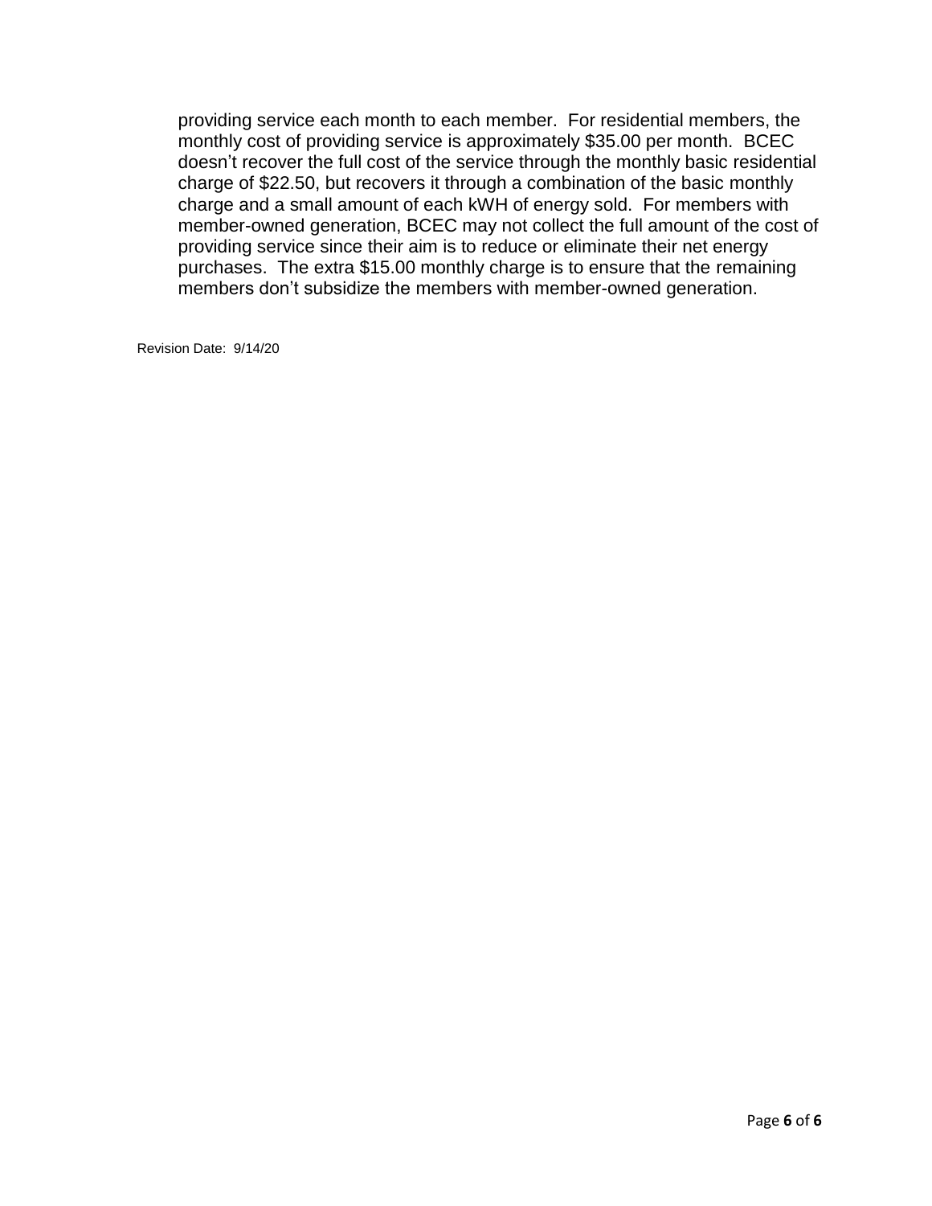providing service each month to each member. For residential members, the monthly cost of providing service is approximately $35.00 per month. BCEC doesn't recover the full cost of the service through the monthly basic residential charge of $22.50, but recovers it through a combination of the basic monthly charge and a small amount of each kWH of energy sold. For members with member-owned generation, BCEC may not collect the full amount of the cost of providing service since their aim is to reduce or eliminate their net energy purchases. The extra $15.00 monthly charge is to ensure that the remaining members don't subsidize the members with member-owned generation.

Revision Date: 9/14/20